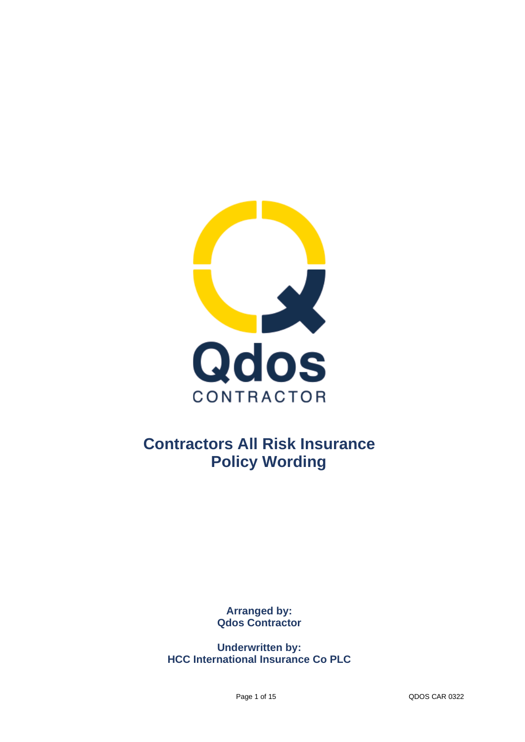Qdos

CONTRACTOR

# Contractors All Risk Insurance Policy Wording

**Arranged by:**
**Qdos Contractor**

**Underwritten by:**
**HCC International Insurance Co PLC**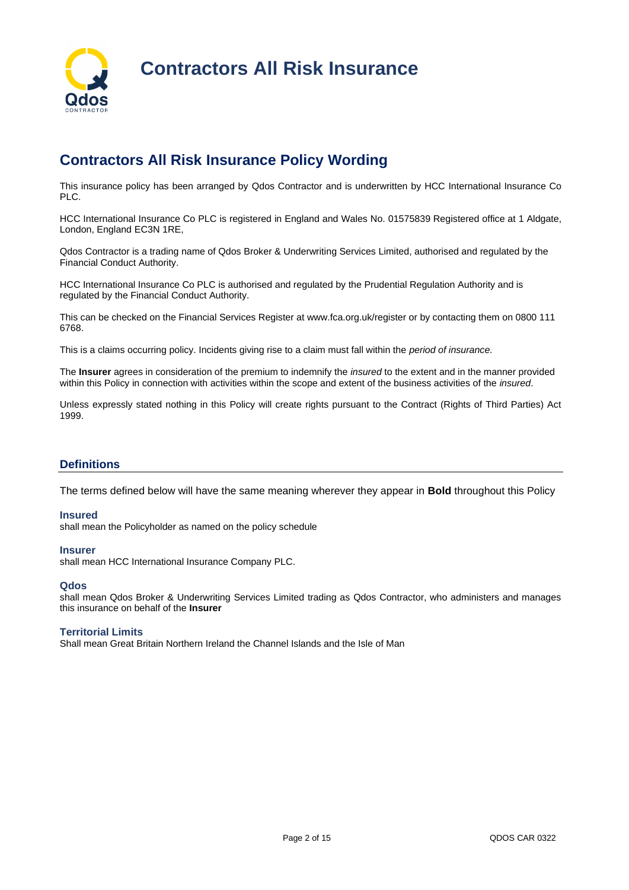# Contractors All Risk Insurance

## Contractors All Risk Insurance Policy Wording

This insurance policy has been arranged by Qdos Contractor and is underwritten by HCC International Insurance Co PLC.

HCC International Insurance Co PLC is registered in England and Wales No. 01575839 Registered office at 1 Aldgate, London, England EC3N 1RE,

Qdos Contractor is a trading name of Qdos Broker & Underwriting Services Limited, authorised and regulated by the Financial Conduct Authority.

HCC International Insurance Co PLC is authorised and regulated by the Prudential Regulation Authority and is regulated by the Financial Conduct Authority.

This can be checked on the Financial Services Register at www.fca.org.uk/register or by contacting them on 0800 111 6768.

This is a claims occurring policy. Incidents giving rise to a claim must fall within the *period of insurance.*

The **Insurer** agrees in consideration of the premium to indemnify the *insured* to the extent and in the manner provided within this Policy in connection with activities within the scope and extent of the business activities of the *insured*.

Unless expressly stated nothing in this Policy will create rights pursuant to the Contract (Rights of Third Parties) Act 1999.

### Definitions

The terms defined below will have the same meaning wherever they appear in **Bold** throughout this Policy

**Insured**
shall mean the Policyholder as named on the policy schedule

**Insurer**
shall mean HCC International Insurance Company PLC.

**Qdos**
shall mean Qdos Broker & Underwriting Services Limited trading as Qdos Contractor, who administers and manages this insurance on behalf of the **Insurer**

**Territorial Limits**
Shall mean Great Britain Northern Ireland the Channel Islands and the Isle of Man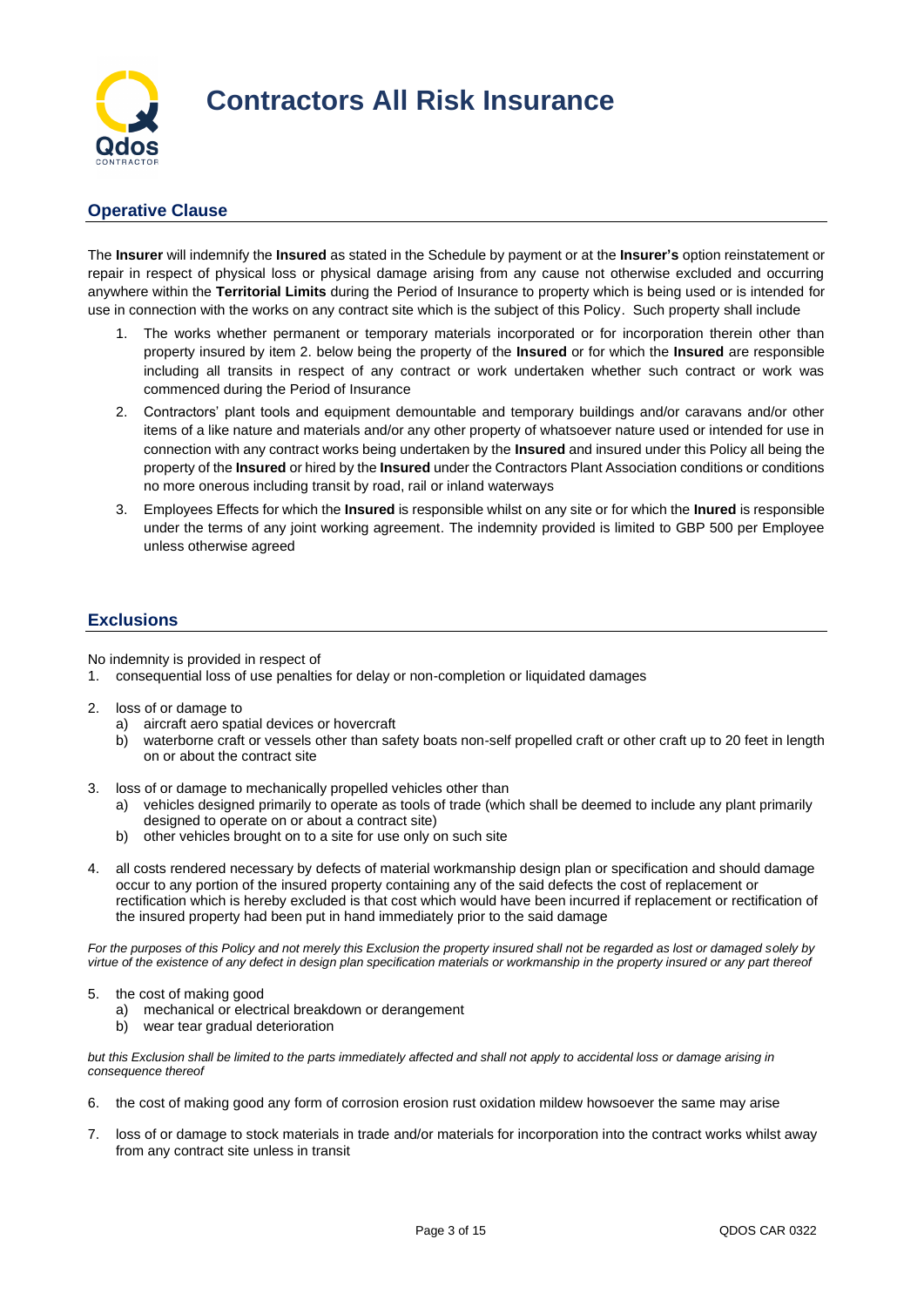# Contractors All Risk Insurance

## Operative Clause

The **Insurer** will indemnify the **Insured** as stated in the Schedule by payment or at the **Insurer's** option reinstatement or repair in respect of physical loss or physical damage arising from any cause not otherwise excluded and occurring anywhere within the **Territorial Limits** during the Period of Insurance to property which is being used or is intended for use in connection with the works on any contract site which is the subject of this Policy. Such property shall include

1. The works whether permanent or temporary materials incorporated or for incorporation therein other than property insured by item 2. below being the property of the **Insured** or for which the **Insured** are responsible including all transits in respect of any contract or work undertaken whether such contract or work was commenced during the Period of Insurance
2. Contractors' plant tools and equipment demountable and temporary buildings and/or caravans and/or other items of a like nature and materials and/or any other property of whatsoever nature used or intended for use in connection with any contract works being undertaken by the **Insured** and insured under this Policy all being the property of the **Insured** or hired by the **Insured** under the Contractors Plant Association conditions or conditions no more onerous including transit by road, rail or inland waterways
3. Employees Effects for which the **Insured** is responsible whilst on any site or for which the **Inured** is responsible under the terms of any joint working agreement. The indemnity provided is limited to GBP 500 per Employee unless otherwise agreed

## Exclusions

No indemnity is provided in respect of

1. consequential loss of use penalties for delay or non-completion or liquidated damages
2. loss of or damage to
   a) aircraft aero spatial devices or hovercraft
   b) waterborne craft or vessels other than safety boats non-self propelled craft or other craft up to 20 feet in length on or about the contract site
3. loss of or damage to mechanically propelled vehicles other than
   a) vehicles designed primarily to operate as tools of trade (which shall be deemed to include any plant primarily designed to operate on or about a contract site)
   b) other vehicles brought on to a site for use only on such site
4. all costs rendered necessary by defects of material workmanship design plan or specification and should damage occur to any portion of the insured property containing any of the said defects the cost of replacement or rectification which is hereby excluded is that cost which would have been incurred if replacement or rectification of the insured property had been put in hand immediately prior to the said damage

*For the purposes of this Policy and not merely this Exclusion the property insured shall not be regarded as lost or damaged solely by virtue of the existence of any defect in design plan specification materials or workmanship in the property insured or any part thereof*

5. the cost of making good
   a) mechanical or electrical breakdown or derangement
   b) wear tear gradual deterioration

*but this Exclusion shall be limited to the parts immediately affected and shall not apply to accidental loss or damage arising in consequence thereof*

6. the cost of making good any form of corrosion erosion rust oxidation mildew howsoever the same may arise
7. loss of or damage to stock materials in trade and/or materials for incorporation into the contract works whilst away from any contract site unless in transit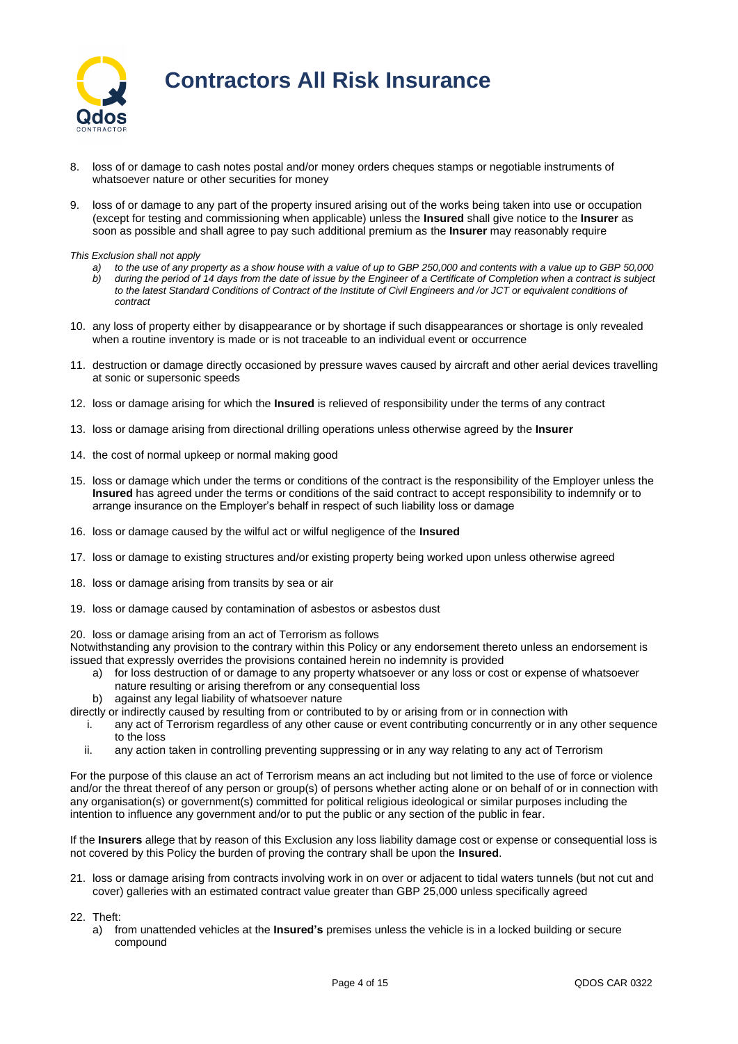8. loss of or damage to cash notes postal and/or money orders cheques stamps or negotiable instruments of whatsoever nature or other securities for money

9. loss of or damage to any part of the property insured arising out of the works being taken into use or occupation (except for testing and commissioning when applicable) unless the **Insured** shall give notice to the **Insurer** as soon as possible and shall agree to pay such additional premium as the **Insurer** may reasonably require

*This Exclusion shall not apply*

   *a) to the use of any property as a show house with a value of up to GBP 250,000 and contents with a value up to GBP 50,000*
   *b) during the period of 14 days from the date of issue by the Engineer of a Certificate of Completion when a contract is subject to the latest Standard Conditions of Contract of the Institute of Civil Engineers and /or JCT or equivalent conditions of contract*

10. any loss of property either by disappearance or by shortage if such disappearances or shortage is only revealed when a routine inventory is made or is not traceable to an individual event or occurrence

11. destruction or damage directly occasioned by pressure waves caused by aircraft and other aerial devices travelling at sonic or supersonic speeds

12. loss or damage arising for which the **Insured** is relieved of responsibility under the terms of any contract

13. loss or damage arising from directional drilling operations unless otherwise agreed by the **Insurer**

14. the cost of normal upkeep or normal making good

15. loss or damage which under the terms or conditions of the contract is the responsibility of the Employer unless the **Insured** has agreed under the terms or conditions of the said contract to accept responsibility to indemnify or to arrange insurance on the Employer's behalf in respect of such liability loss or damage

16. loss or damage caused by the wilful act or wilful negligence of the **Insured**

17. loss or damage to existing structures and/or existing property being worked upon unless otherwise agreed

18. loss or damage arising from transits by sea or air

19. loss or damage caused by contamination of asbestos or asbestos dust

20. loss or damage arising from an act of Terrorism as follows

Notwithstanding any provision to the contrary within this Policy or any endorsement thereto unless an endorsement is issued that expressly overrides the provisions contained herein no indemnity is provided

   a) for loss destruction of or damage to any property whatsoever or any loss or cost or expense of whatsoever nature resulting or arising therefrom or any consequential loss
   b) against any legal liability of whatsoever nature

directly or indirectly caused by resulting from or contributed to by or arising from or in connection with

   i. any act of Terrorism regardless of any other cause or event contributing concurrently or in any other sequence to the loss
   ii. any action taken in controlling preventing suppressing or in any way relating to any act of Terrorism

For the purpose of this clause an act of Terrorism means an act including but not limited to the use of force or violence and/or the threat thereof of any person or group(s) of persons whether acting alone or on behalf of or in connection with any organisation(s) or government(s) committed for political religious ideological or similar purposes including the intention to influence any government and/or to put the public or any section of the public in fear.

If the **Insurers** allege that by reason of this Exclusion any loss liability damage cost or expense or consequential loss is not covered by this Policy the burden of proving the contrary shall be upon the **Insured**.

21. loss or damage arising from contracts involving work in on over or adjacent to tidal waters tunnels (but not cut and cover) galleries with an estimated contract value greater than GBP 25,000 unless specifically agreed

22. Theft:
   a) from unattended vehicles at the **Insured's** premises unless the vehicle is in a locked building or secure compound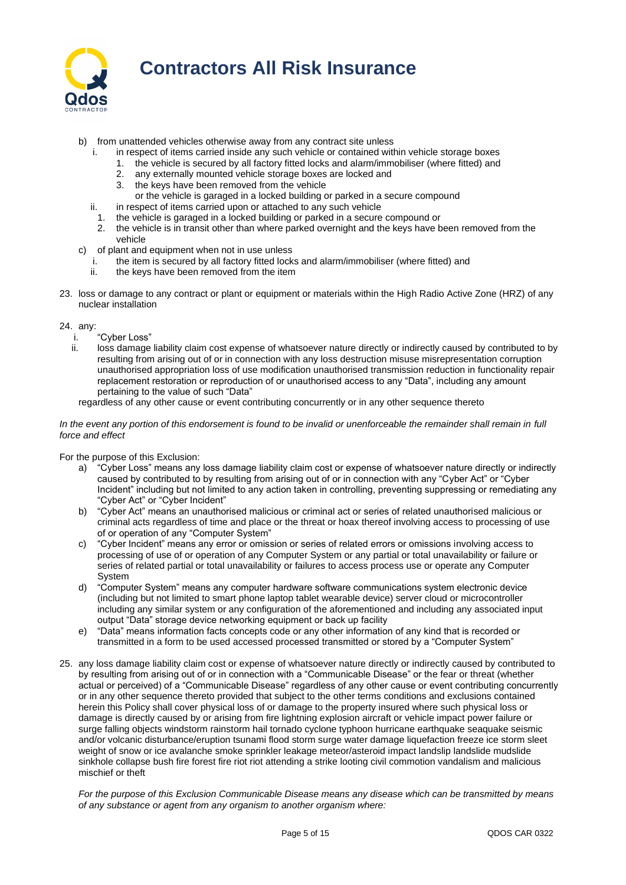b) from unattended vehicles otherwise away from any contract site unless
   i. in respect of items carried inside any such vehicle or contained within vehicle storage boxes
      1. the vehicle is secured by all factory fitted locks and alarm/immobiliser (where fitted) and
      2. any externally mounted vehicle storage boxes are locked and
      3. the keys have been removed from the vehicle

      or the vehicle is garaged in a locked building or parked in a secure compound
   ii. in respect of items carried upon or attached to any such vehicle
      1. the vehicle is garaged in a locked building or parked in a secure compound or
      2. the vehicle is in transit other than where parked overnight and the keys have been removed from the vehicle

c) of plant and equipment when not in use unless
   i. the item is secured by all factory fitted locks and alarm/immobiliser (where fitted) and
   ii. the keys have been removed from the item

23. loss or damage to any contract or plant or equipment or materials within the High Radio Active Zone (HRZ) of any nuclear installation

24. any:
   i. "Cyber Loss"
   ii. loss damage liability claim cost expense of whatsoever nature directly or indirectly caused by contributed to by resulting from arising out of or in connection with any loss destruction misuse misrepresentation corruption unauthorised appropriation loss of use modification unauthorised transmission reduction in functionality repair replacement restoration or reproduction of or unauthorised access to any "Data", including any amount pertaining to the value of such "Data"

   regardless of any other cause or event contributing concurrently or in any other sequence thereto

*In the event any portion of this endorsement is found to be invalid or unenforceable the remainder shall remain in full force and effect*

For the purpose of this Exclusion:

a) "Cyber Loss" means any loss damage liability claim cost or expense of whatsoever nature directly or indirectly caused by contributed to by resulting from arising out of or in connection with any "Cyber Act" or "Cyber Incident" including but not limited to any action taken in controlling, preventing suppressing or remediating any "Cyber Act" or "Cyber Incident"
b) "Cyber Act" means an unauthorised malicious or criminal act or series of related unauthorised malicious or criminal acts regardless of time and place or the threat or hoax thereof involving access to processing of use of or operation of any "Computer System"
c) "Cyber Incident" means any error or omission or series of related errors or omissions involving access to processing of use of or operation of any Computer System or any partial or total unavailability or failure or series of related partial or total unavailability or failures to access process use or operate any Computer System
d) "Computer System" means any computer hardware software communications system electronic device (including but not limited to smart phone laptop tablet wearable device) server cloud or microcontroller including any similar system or any configuration of the aforementioned and including any associated input output "Data" storage device networking equipment or back up facility
e) "Data" means information facts concepts code or any other information of any kind that is recorded or transmitted in a form to be used accessed processed transmitted or stored by a "Computer System"

25. any loss damage liability claim cost or expense of whatsoever nature directly or indirectly caused by contributed to by resulting from arising out of or in connection with a "Communicable Disease" or the fear or threat (whether actual or perceived) of a "Communicable Disease" regardless of any other cause or event contributing concurrently or in any other sequence thereto provided that subject to the other terms conditions and exclusions contained herein this Policy shall cover physical loss of or damage to the property insured where such physical loss or damage is directly caused by or arising from fire lightning explosion aircraft or vehicle impact power failure or surge falling objects windstorm rainstorm hail tornado cyclone typhoon hurricane earthquake seaquake seismic and/or volcanic disturbance/eruption tsunami flood storm surge water damage liquefaction freeze ice storm sleet weight of snow or ice avalanche smoke sprinkler leakage meteor/asteroid impact landslip landslide mudslide sinkhole collapse bush fire forest fire riot riot attending a strike looting civil commotion vandalism and malicious mischief or theft

    *For the purpose of this Exclusion Communicable Disease means any disease which can be transmitted by means of any substance or agent from any organism to another organism where:*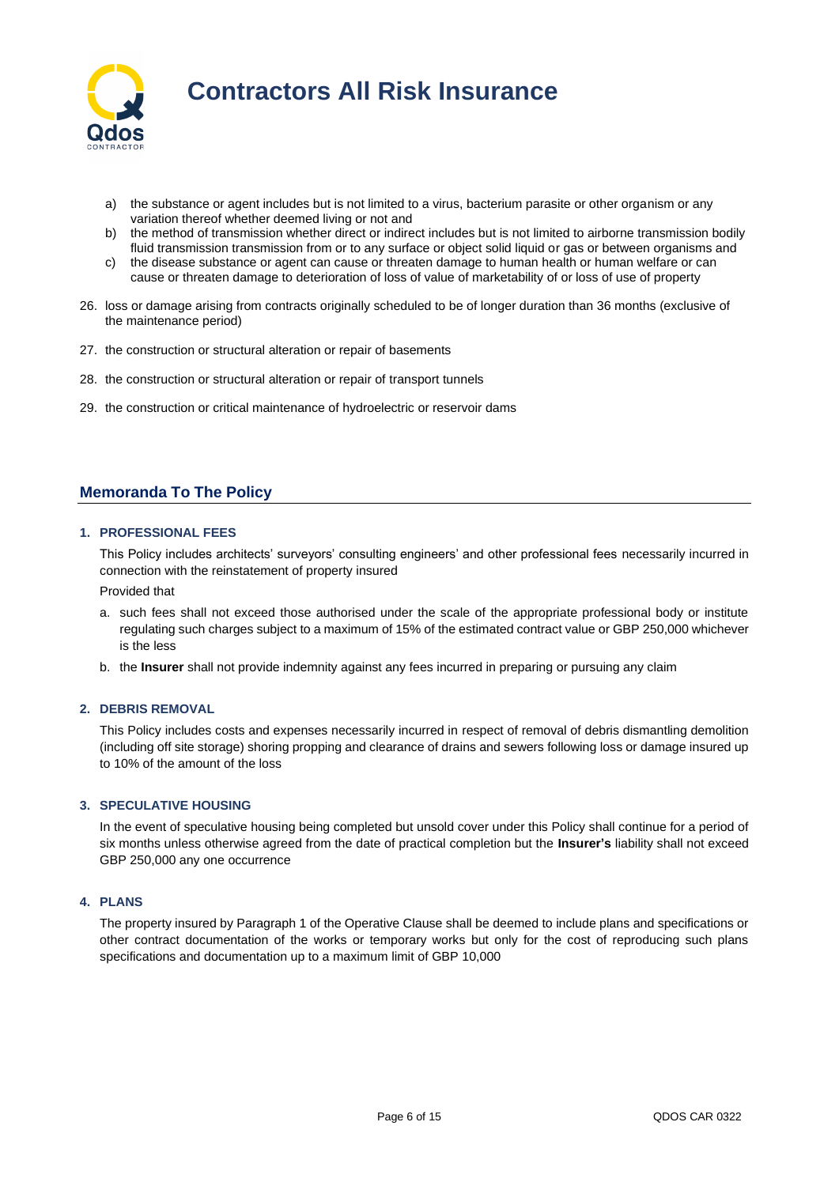a) the substance or agent includes but is not limited to a virus, bacterium parasite or other organism or any variation thereof whether deemed living or not and
b) the method of transmission whether direct or indirect includes but is not limited to airborne transmission bodily fluid transmission transmission from or to any surface or object solid liquid or gas or between organisms and
c) the disease substance or agent can cause or threaten damage to human health or human welfare or can cause or threaten damage to deterioration of loss of value of marketability of or loss of use of property

26. loss or damage arising from contracts originally scheduled to be of longer duration than 36 months (exclusive of the maintenance period)

27. the construction or structural alteration or repair of basements

28. the construction or structural alteration or repair of transport tunnels

29. the construction or critical maintenance of hydroelectric or reservoir dams

## Memoranda To The Policy

### 1. PROFESSIONAL FEES

This Policy includes architects' surveyors' consulting engineers' and other professional fees necessarily incurred in connection with the reinstatement of property insured

Provided that

a. such fees shall not exceed those authorised under the scale of the appropriate professional body or institute regulating such charges subject to a maximum of 15% of the estimated contract value or GBP 250,000 whichever is the less
b. the **Insurer** shall not provide indemnity against any fees incurred in preparing or pursuing any claim

### 2. DEBRIS REMOVAL

This Policy includes costs and expenses necessarily incurred in respect of removal of debris dismantling demolition (including off site storage) shoring propping and clearance of drains and sewers following loss or damage insured up to 10% of the amount of the loss

### 3. SPECULATIVE HOUSING

In the event of speculative housing being completed but unsold cover under this Policy shall continue for a period of six months unless otherwise agreed from the date of practical completion but the **Insurer's** liability shall not exceed GBP 250,000 any one occurrence

### 4. PLANS

The property insured by Paragraph 1 of the Operative Clause shall be deemed to include plans and specifications or other contract documentation of the works or temporary works but only for the cost of reproducing such plans specifications and documentation up to a maximum limit of GBP 10,000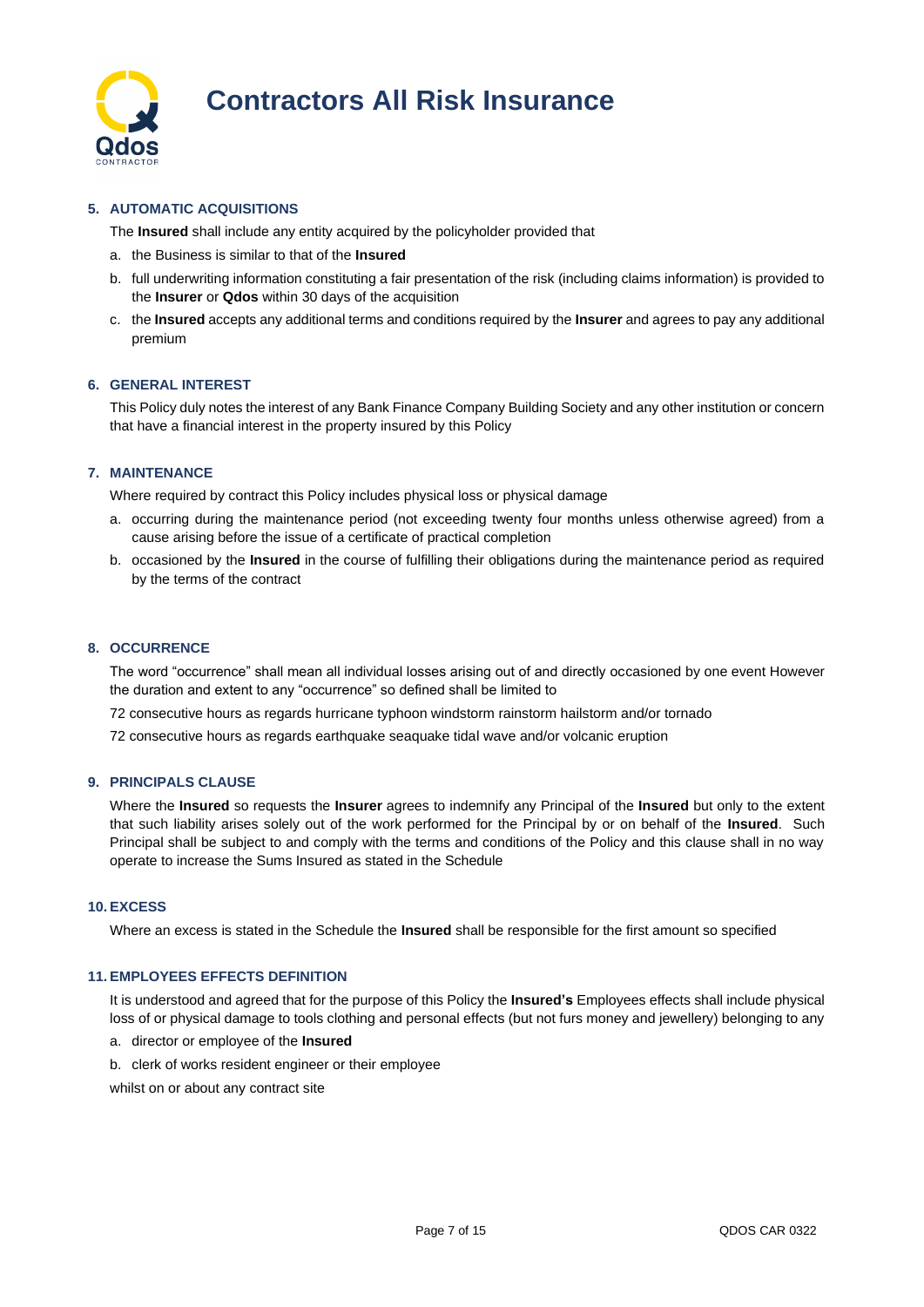# Contractors All Risk Insurance

### 5. AUTOMATIC ACQUISITIONS

The **Insured** shall include any entity acquired by the policyholder provided that

a. the Business is similar to that of the **Insured**

b. full underwriting information constituting a fair presentation of the risk (including claims information) is provided to the **Insurer** or **Qdos** within 30 days of the acquisition

c. the **Insured** accepts any additional terms and conditions required by the **Insurer** and agrees to pay any additional premium

### 6. GENERAL INTEREST

This Policy duly notes the interest of any Bank Finance Company Building Society and any other institution or concern that have a financial interest in the property insured by this Policy

### 7. MAINTENANCE

Where required by contract this Policy includes physical loss or physical damage

a. occurring during the maintenance period (not exceeding twenty four months unless otherwise agreed) from a cause arising before the issue of a certificate of practical completion

b. occasioned by the **Insured** in the course of fulfilling their obligations during the maintenance period as required by the terms of the contract

### 8. OCCURRENCE

The word "occurrence" shall mean all individual losses arising out of and directly occasioned by one event However the duration and extent to any "occurrence" so defined shall be limited to

72 consecutive hours as regards hurricane typhoon windstorm rainstorm hailstorm and/or tornado

72 consecutive hours as regards earthquake seaquake tidal wave and/or volcanic eruption

### 9. PRINCIPALS CLAUSE

Where the **Insured** so requests the **Insurer** agrees to indemnify any Principal of the **Insured** but only to the extent that such liability arises solely out of the work performed for the Principal by or on behalf of the **Insured**. Such Principal shall be subject to and comply with the terms and conditions of the Policy and this clause shall in no way operate to increase the Sums Insured as stated in the Schedule

### 10. EXCESS

Where an excess is stated in the Schedule the **Insured** shall be responsible for the first amount so specified

### 11. EMPLOYEES EFFECTS DEFINITION

It is understood and agreed that for the purpose of this Policy the **Insured's** Employees effects shall include physical loss of or physical damage to tools clothing and personal effects (but not furs money and jewellery) belonging to any

a. director or employee of the **Insured**

b. clerk of works resident engineer or their employee

whilst on or about any contract site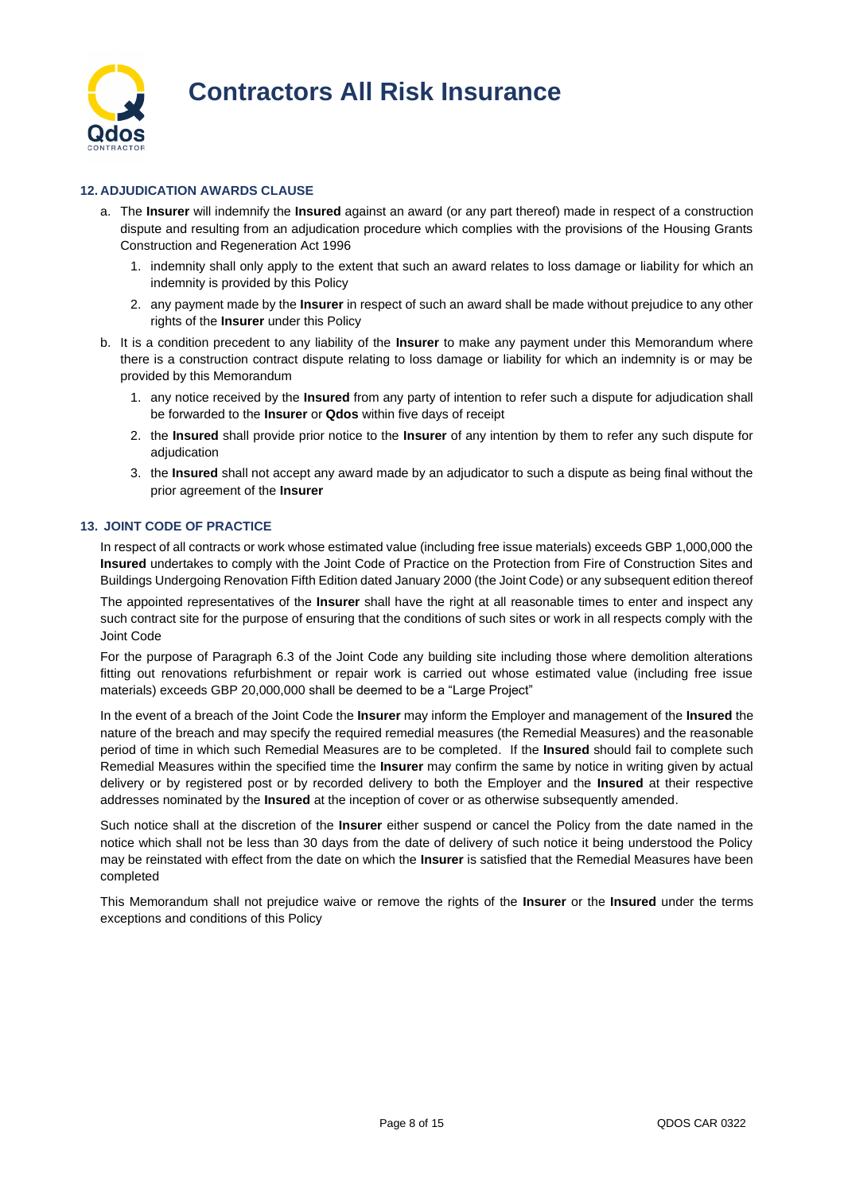### 12. ADJUDICATION AWARDS CLAUSE

a. The **Insurer** will indemnify the **Insured** against an award (or any part thereof) made in respect of a construction dispute and resulting from an adjudication procedure which complies with the provisions of the Housing Grants Construction and Regeneration Act 1996

   1. indemnity shall only apply to the extent that such an award relates to loss damage or liability for which an indemnity is provided by this Policy
   2. any payment made by the **Insurer** in respect of such an award shall be made without prejudice to any other rights of the **Insurer** under this Policy

b. It is a condition precedent to any liability of the **Insurer** to make any payment under this Memorandum where there is a construction contract dispute relating to loss damage or liability for which an indemnity is or may be provided by this Memorandum

   1. any notice received by the **Insured** from any party of intention to refer such a dispute for adjudication shall be forwarded to the **Insurer** or **Qdos** within five days of receipt
   2. the **Insured** shall provide prior notice to the **Insurer** of any intention by them to refer any such dispute for adjudication
   3. the **Insured** shall not accept any award made by an adjudicator to such a dispute as being final without the prior agreement of the **Insurer**

### 13. JOINT CODE OF PRACTICE

In respect of all contracts or work whose estimated value (including free issue materials) exceeds GBP 1,000,000 the **Insured** undertakes to comply with the Joint Code of Practice on the Protection from Fire of Construction Sites and Buildings Undergoing Renovation Fifth Edition dated January 2000 (the Joint Code) or any subsequent edition thereof

The appointed representatives of the **Insurer** shall have the right at all reasonable times to enter and inspect any such contract site for the purpose of ensuring that the conditions of such sites or work in all respects comply with the Joint Code

For the purpose of Paragraph 6.3 of the Joint Code any building site including those where demolition alterations fitting out renovations refurbishment or repair work is carried out whose estimated value (including free issue materials) exceeds GBP 20,000,000 shall be deemed to be a "Large Project"

In the event of a breach of the Joint Code the **Insurer** may inform the Employer and management of the **Insured** the nature of the breach and may specify the required remedial measures (the Remedial Measures) and the reasonable period of time in which such Remedial Measures are to be completed. If the **Insured** should fail to complete such Remedial Measures within the specified time the **Insurer** may confirm the same by notice in writing given by actual delivery or by registered post or by recorded delivery to both the Employer and the **Insured** at their respective addresses nominated by the **Insured** at the inception of cover or as otherwise subsequently amended.

Such notice shall at the discretion of the **Insurer** either suspend or cancel the Policy from the date named in the notice which shall not be less than 30 days from the date of delivery of such notice it being understood the Policy may be reinstated with effect from the date on which the **Insurer** is satisfied that the Remedial Measures have been completed

This Memorandum shall not prejudice waive or remove the rights of the **Insurer** or the **Insured** under the terms exceptions and conditions of this Policy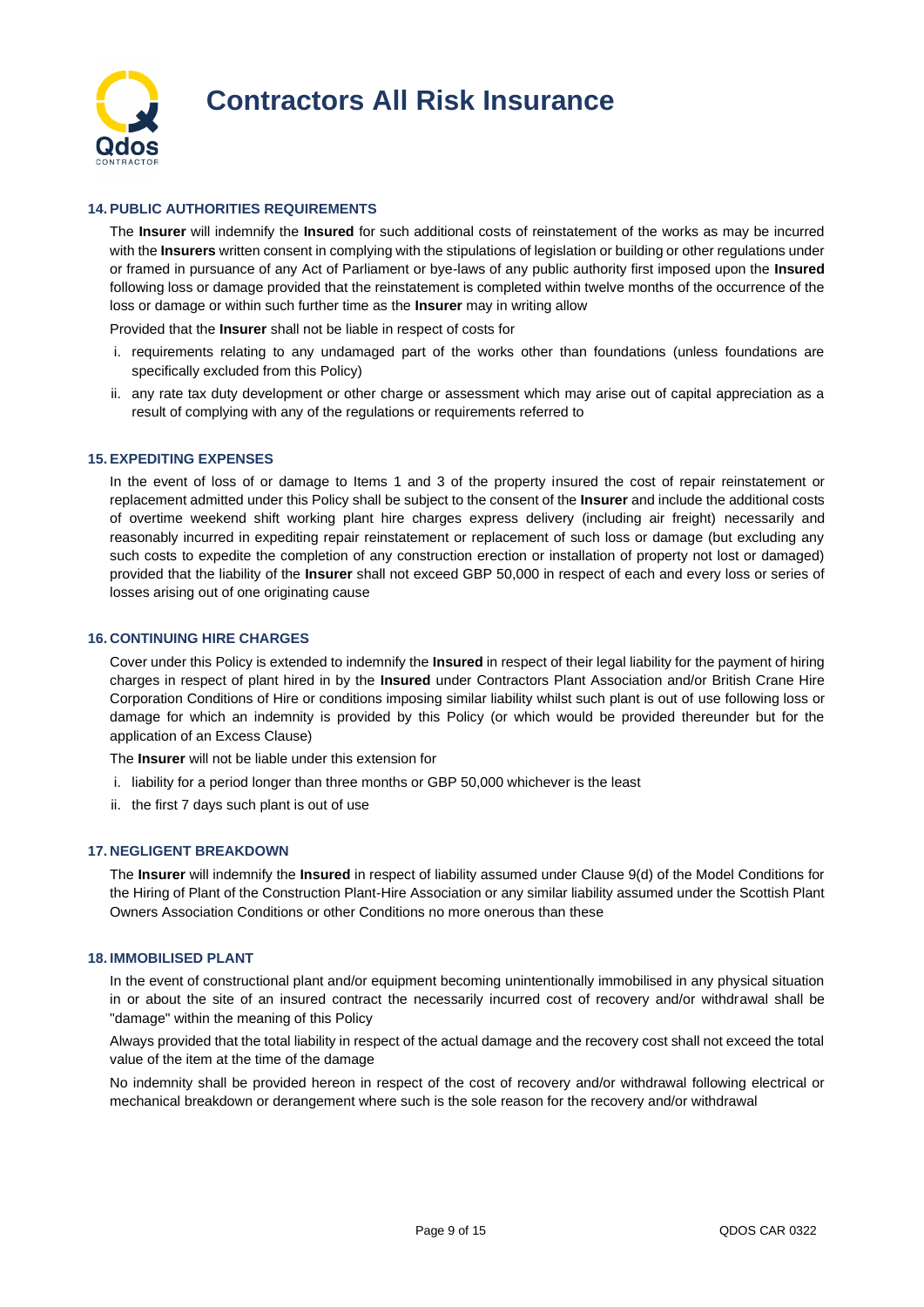### 14. PUBLIC AUTHORITIES REQUIREMENTS

The **Insurer** will indemnify the **Insured** for such additional costs of reinstatement of the works as may be incurred with the **Insurers** written consent in complying with the stipulations of legislation or building or other regulations under or framed in pursuance of any Act of Parliament or bye-laws of any public authority first imposed upon the **Insured** following loss or damage provided that the reinstatement is completed within twelve months of the occurrence of the loss or damage or within such further time as the **Insurer** may in writing allow

Provided that the **Insurer** shall not be liable in respect of costs for

i. requirements relating to any undamaged part of the works other than foundations (unless foundations are specifically excluded from this Policy)
ii. any rate tax duty development or other charge or assessment which may arise out of capital appreciation as a result of complying with any of the regulations or requirements referred to

### 15. EXPEDITING EXPENSES

In the event of loss of or damage to Items 1 and 3 of the property insured the cost of repair reinstatement or replacement admitted under this Policy shall be subject to the consent of the **Insurer** and include the additional costs of overtime weekend shift working plant hire charges express delivery (including air freight) necessarily and reasonably incurred in expediting repair reinstatement or replacement of such loss or damage (but excluding any such costs to expedite the completion of any construction erection or installation of property not lost or damaged) provided that the liability of the **Insurer** shall not exceed GBP 50,000 in respect of each and every loss or series of losses arising out of one originating cause

### 16. CONTINUING HIRE CHARGES

Cover under this Policy is extended to indemnify the **Insured** in respect of their legal liability for the payment of hiring charges in respect of plant hired in by the **Insured** under Contractors Plant Association and/or British Crane Hire Corporation Conditions of Hire or conditions imposing similar liability whilst such plant is out of use following loss or damage for which an indemnity is provided by this Policy (or which would be provided thereunder but for the application of an Excess Clause)

The **Insurer** will not be liable under this extension for

i. liability for a period longer than three months or GBP 50,000 whichever is the least
ii. the first 7 days such plant is out of use

### 17. NEGLIGENT BREAKDOWN

The **Insurer** will indemnify the **Insured** in respect of liability assumed under Clause 9(d) of the Model Conditions for the Hiring of Plant of the Construction Plant-Hire Association or any similar liability assumed under the Scottish Plant Owners Association Conditions or other Conditions no more onerous than these

### 18. IMMOBILISED PLANT

In the event of constructional plant and/or equipment becoming unintentionally immobilised in any physical situation in or about the site of an insured contract the necessarily incurred cost of recovery and/or withdrawal shall be "damage" within the meaning of this Policy

Always provided that the total liability in respect of the actual damage and the recovery cost shall not exceed the total value of the item at the time of the damage

No indemnity shall be provided hereon in respect of the cost of recovery and/or withdrawal following electrical or mechanical breakdown or derangement where such is the sole reason for the recovery and/or withdrawal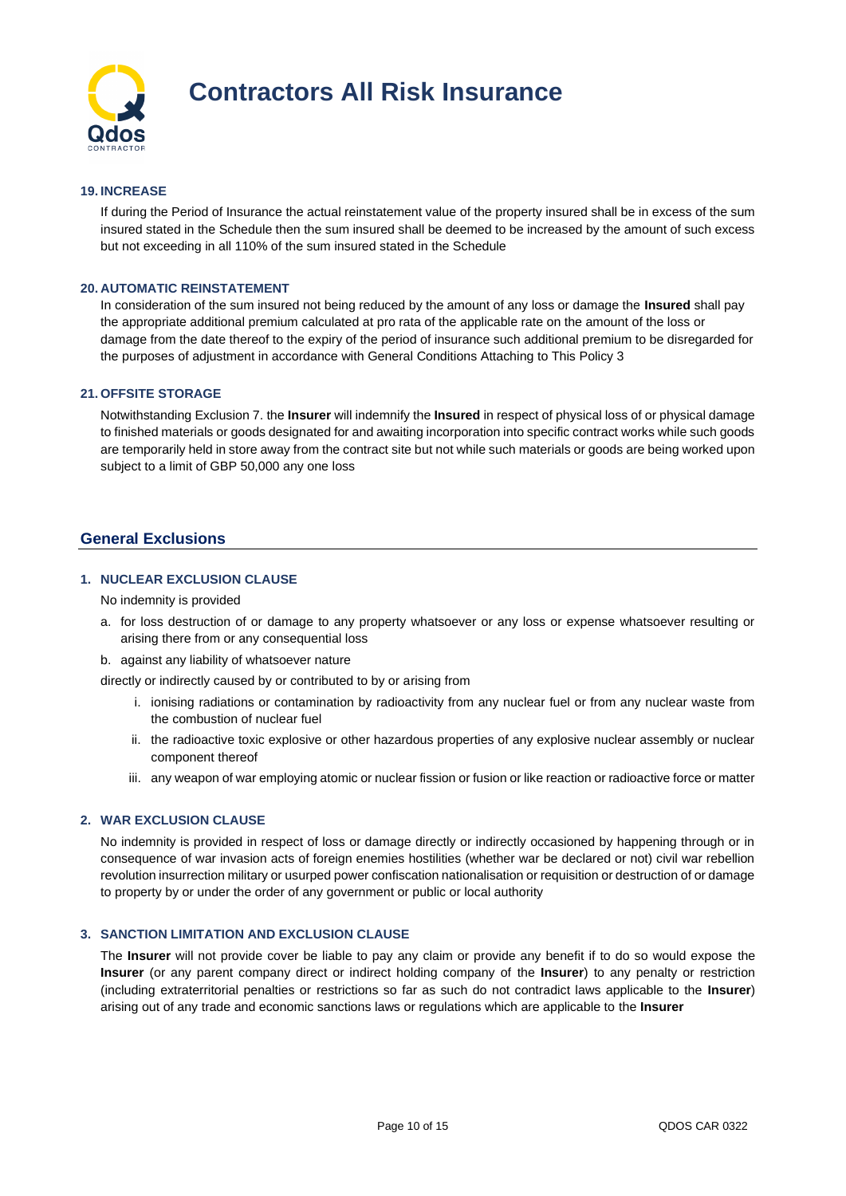**19. INCREASE**

If during the Period of Insurance the actual reinstatement value of the property insured shall be in excess of the sum insured stated in the Schedule then the sum insured shall be deemed to be increased by the amount of such excess but not exceeding in all 110% of the sum insured stated in the Schedule

**20. AUTOMATIC REINSTATEMENT**

In consideration of the sum insured not being reduced by the amount of any loss or damage the **Insured** shall pay the appropriate additional premium calculated at pro rata of the applicable rate on the amount of the loss or damage from the date thereof to the expiry of the period of insurance such additional premium to be disregarded for the purposes of adjustment in accordance with General Conditions Attaching to This Policy 3

**21. OFFSITE STORAGE**

Notwithstanding Exclusion 7. the **Insurer** will indemnify the **Insured** in respect of physical loss of or physical damage to finished materials or goods designated for and awaiting incorporation into specific contract works while such goods are temporarily held in store away from the contract site but not while such materials or goods are being worked upon subject to a limit of GBP 50,000 any one loss

## General Exclusions

**1. NUCLEAR EXCLUSION CLAUSE**

No indemnity is provided

a. for loss destruction of or damage to any property whatsoever or any loss or expense whatsoever resulting or arising there from or any consequential loss

b. against any liability of whatsoever nature

directly or indirectly caused by or contributed to by or arising from

i. ionising radiations or contamination by radioactivity from any nuclear fuel or from any nuclear waste from the combustion of nuclear fuel

ii. the radioactive toxic explosive or other hazardous properties of any explosive nuclear assembly or nuclear component thereof

iii. any weapon of war employing atomic or nuclear fission or fusion or like reaction or radioactive force or matter

**2. WAR EXCLUSION CLAUSE**

No indemnity is provided in respect of loss or damage directly or indirectly occasioned by happening through or in consequence of war invasion acts of foreign enemies hostilities (whether war be declared or not) civil war rebellion revolution insurrection military or usurped power confiscation nationalisation or requisition or destruction of or damage to property by or under the order of any government or public or local authority

**3. SANCTION LIMITATION AND EXCLUSION CLAUSE**

The **Insurer** will not provide cover be liable to pay any claim or provide any benefit if to do so would expose the **Insurer** (or any parent company direct or indirect holding company of the **Insurer**) to any penalty or restriction (including extraterritorial penalties or restrictions so far as such do not contradict laws applicable to the **Insurer**) arising out of any trade and economic sanctions laws or regulations which are applicable to the **Insurer**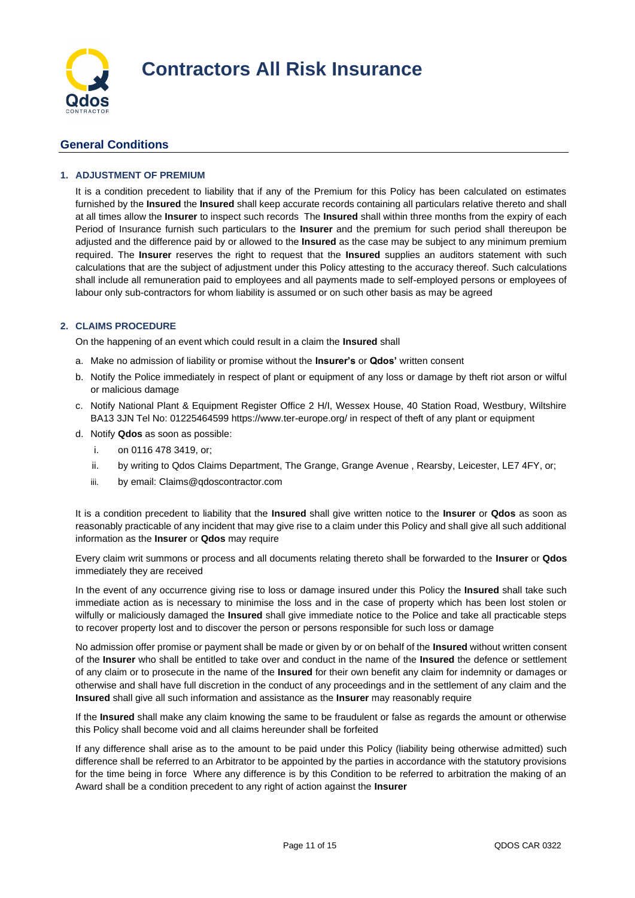# Contractors All Risk Insurance

## General Conditions

### 1. ADJUSTMENT OF PREMIUM

It is a condition precedent to liability that if any of the Premium for this Policy has been calculated on estimates furnished by the **Insured** the **Insured** shall keep accurate records containing all particulars relative thereto and shall at all times allow the **Insurer** to inspect such records The **Insured** shall within three months from the expiry of each Period of Insurance furnish such particulars to the **Insurer** and the premium for such period shall thereupon be adjusted and the difference paid by or allowed to the **Insured** as the case may be subject to any minimum premium required. The **Insurer** reserves the right to request that the **Insured** supplies an auditors statement with such calculations that are the subject of adjustment under this Policy attesting to the accuracy thereof. Such calculations shall include all remuneration paid to employees and all payments made to self-employed persons or employees of labour only sub-contractors for whom liability is assumed or on such other basis as may be agreed

### 2. CLAIMS PROCEDURE

On the happening of an event which could result in a claim the **Insured** shall

a. Make no admission of liability or promise without the **Insurer's** or **Qdos'** written consent

b. Notify the Police immediately in respect of plant or equipment of any loss or damage by theft riot arson or wilful or malicious damage

c. Notify National Plant & Equipment Register Office 2 H/I, Wessex House, 40 Station Road, Westbury, Wiltshire BA13 3JN Tel No: 01225464599 https://www.ter-europe.org/ in respect of theft of any plant or equipment

d. Notify **Qdos** as soon as possible:

   i. on 0116 478 3419, or;

   ii. by writing to Qdos Claims Department, The Grange, Grange Avenue , Rearsby, Leicester, LE7 4FY, or;

   iii. by email: Claims@qdoscontractor.com

It is a condition precedent to liability that the **Insured** shall give written notice to the **Insurer** or **Qdos** as soon as reasonably practicable of any incident that may give rise to a claim under this Policy and shall give all such additional information as the **Insurer** or **Qdos** may require

Every claim writ summons or process and all documents relating thereto shall be forwarded to the **Insurer** or **Qdos** immediately they are received

In the event of any occurrence giving rise to loss or damage insured under this Policy the **Insured** shall take such immediate action as is necessary to minimise the loss and in the case of property which has been lost stolen or wilfully or maliciously damaged the **Insured** shall give immediate notice to the Police and take all practicable steps to recover property lost and to discover the person or persons responsible for such loss or damage

No admission offer promise or payment shall be made or given by or on behalf of the **Insured** without written consent of the **Insurer** who shall be entitled to take over and conduct in the name of the **Insured** the defence or settlement of any claim or to prosecute in the name of the **Insured** for their own benefit any claim for indemnity or damages or otherwise and shall have full discretion in the conduct of any proceedings and in the settlement of any claim and the **Insured** shall give all such information and assistance as the **Insurer** may reasonably require

If the **Insured** shall make any claim knowing the same to be fraudulent or false as regards the amount or otherwise this Policy shall become void and all claims hereunder shall be forfeited

If any difference shall arise as to the amount to be paid under this Policy (liability being otherwise admitted) such difference shall be referred to an Arbitrator to be appointed by the parties in accordance with the statutory provisions for the time being in force Where any difference is by this Condition to be referred to arbitration the making of an Award shall be a condition precedent to any right of action against the **Insurer**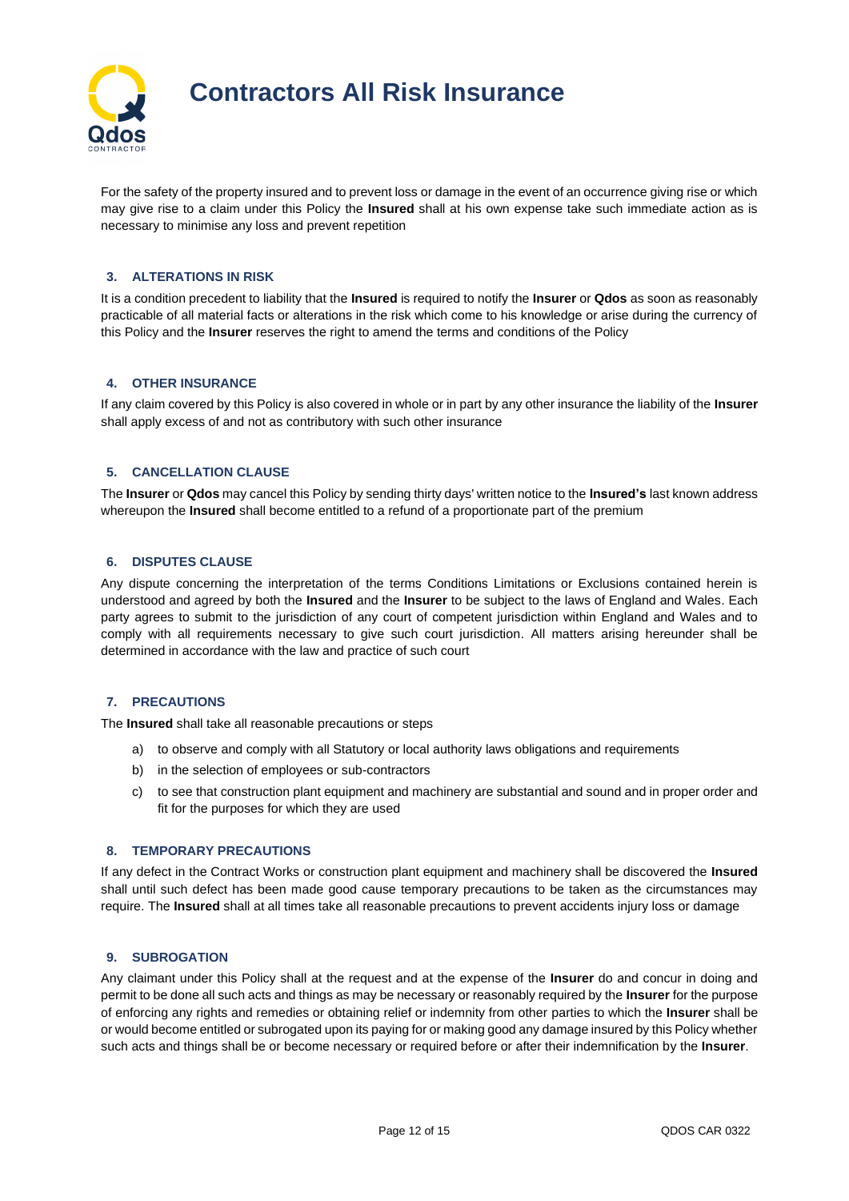For the safety of the property insured and to prevent loss or damage in the event of an occurrence giving rise or which may give rise to a claim under this Policy the **Insured** shall at his own expense take such immediate action as is necessary to minimise any loss and prevent repetition

### 3. ALTERATIONS IN RISK

It is a condition precedent to liability that the **Insured** is required to notify the **Insurer** or **Qdos** as soon as reasonably practicable of all material facts or alterations in the risk which come to his knowledge or arise during the currency of this Policy and the **Insurer** reserves the right to amend the terms and conditions of the Policy

### 4. OTHER INSURANCE

If any claim covered by this Policy is also covered in whole or in part by any other insurance the liability of the **Insurer** shall apply excess of and not as contributory with such other insurance

### 5. CANCELLATION CLAUSE

The **Insurer** or **Qdos** may cancel this Policy by sending thirty days' written notice to the **Insured's** last known address whereupon the **Insured** shall become entitled to a refund of a proportionate part of the premium

### 6. DISPUTES CLAUSE

Any dispute concerning the interpretation of the terms Conditions Limitations or Exclusions contained herein is understood and agreed by both the **Insured** and the **Insurer** to be subject to the laws of England and Wales. Each party agrees to submit to the jurisdiction of any court of competent jurisdiction within England and Wales and to comply with all requirements necessary to give such court jurisdiction. All matters arising hereunder shall be determined in accordance with the law and practice of such court

### 7. PRECAUTIONS

The **Insured** shall take all reasonable precautions or steps

a) to observe and comply with all Statutory or local authority laws obligations and requirements
b) in the selection of employees or sub-contractors
c) to see that construction plant equipment and machinery are substantial and sound and in proper order and fit for the purposes for which they are used

### 8. TEMPORARY PRECAUTIONS

If any defect in the Contract Works or construction plant equipment and machinery shall be discovered the **Insured** shall until such defect has been made good cause temporary precautions to be taken as the circumstances may require. The **Insured** shall at all times take all reasonable precautions to prevent accidents injury loss or damage

### 9. SUBROGATION

Any claimant under this Policy shall at the request and at the expense of the **Insurer** do and concur in doing and permit to be done all such acts and things as may be necessary or reasonably required by the **Insurer** for the purpose of enforcing any rights and remedies or obtaining relief or indemnity from other parties to which the **Insurer** shall be or would become entitled or subrogated upon its paying for or making good any damage insured by this Policy whether such acts and things shall be or become necessary or required before or after their indemnification by the **Insurer**.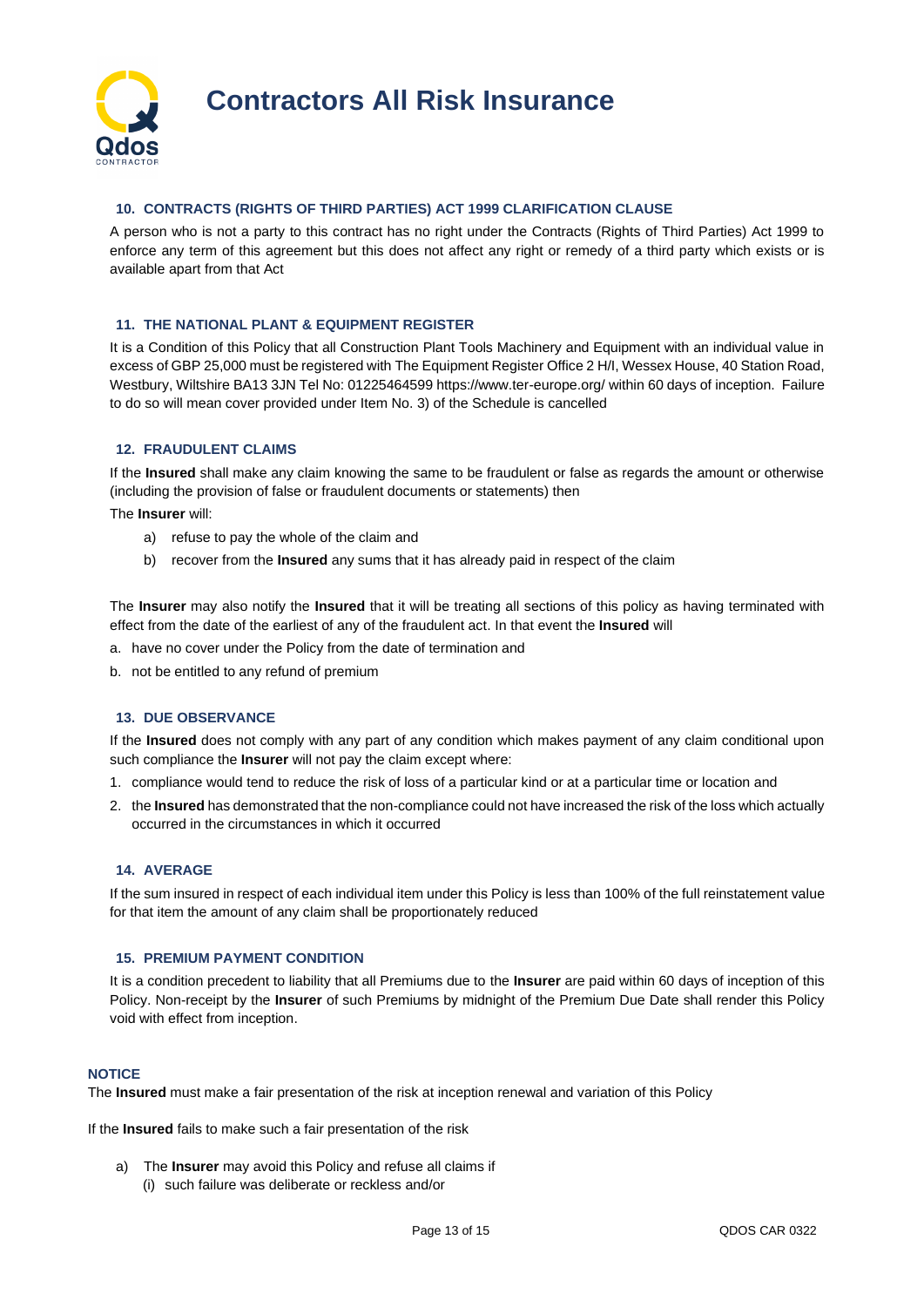# Contractors All Risk Insurance

### 10. CONTRACTS (RIGHTS OF THIRD PARTIES) ACT 1999 CLARIFICATION CLAUSE

A person who is not a party to this contract has no right under the Contracts (Rights of Third Parties) Act 1999 to enforce any term of this agreement but this does not affect any right or remedy of a third party which exists or is available apart from that Act

### 11. THE NATIONAL PLANT & EQUIPMENT REGISTER

It is a Condition of this Policy that all Construction Plant Tools Machinery and Equipment with an individual value in excess of GBP 25,000 must be registered with The Equipment Register Office 2 H/I, Wessex House, 40 Station Road, Westbury, Wiltshire BA13 3JN Tel No: 01225464599 https://www.ter-europe.org/ within 60 days of inception. Failure to do so will mean cover provided under Item No. 3) of the Schedule is cancelled

### 12. FRAUDULENT CLAIMS

If the **Insured** shall make any claim knowing the same to be fraudulent or false as regards the amount or otherwise (including the provision of false or fraudulent documents or statements) then

The **Insurer** will:

a) refuse to pay the whole of the claim and
b) recover from the **Insured** any sums that it has already paid in respect of the claim

The **Insurer** may also notify the **Insured** that it will be treating all sections of this policy as having terminated with effect from the date of the earliest of any of the fraudulent act. In that event the **Insured** will

a. have no cover under the Policy from the date of termination and
b. not be entitled to any refund of premium

### 13. DUE OBSERVANCE

If the **Insured** does not comply with any part of any condition which makes payment of any claim conditional upon such compliance the **Insurer** will not pay the claim except where:

1. compliance would tend to reduce the risk of loss of a particular kind or at a particular time or location and
2. the **Insured** has demonstrated that the non-compliance could not have increased the risk of the loss which actually occurred in the circumstances in which it occurred

### 14. AVERAGE

If the sum insured in respect of each individual item under this Policy is less than 100% of the full reinstatement value for that item the amount of any claim shall be proportionately reduced

### 15. PREMIUM PAYMENT CONDITION

It is a condition precedent to liability that all Premiums due to the **Insurer** are paid within 60 days of inception of this Policy. Non-receipt by the **Insurer** of such Premiums by midnight of the Premium Due Date shall render this Policy void with effect from inception.

### NOTICE

The **Insured** must make a fair presentation of the risk at inception renewal and variation of this Policy

If the **Insured** fails to make such a fair presentation of the risk

a) The **Insurer** may avoid this Policy and refuse all claims if
   (i) such failure was deliberate or reckless and/or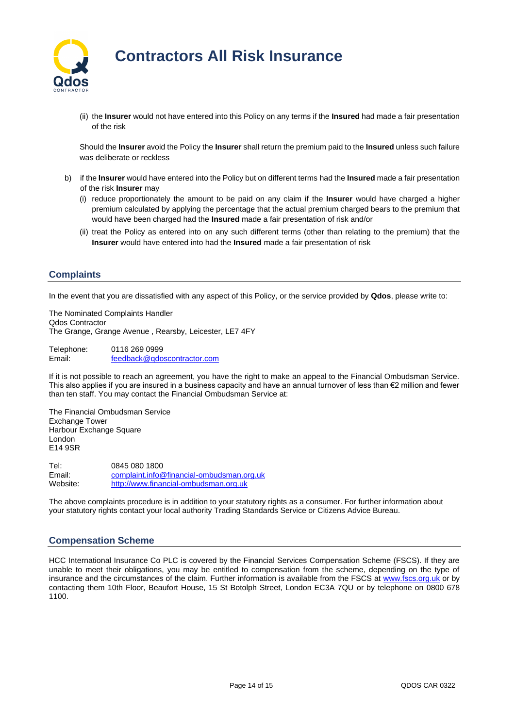(ii) the **Insurer** would not have entered into this Policy on any terms if the **Insured** had made a fair presentation of the risk

Should the **Insurer** avoid the Policy the **Insurer** shall return the premium paid to the **Insured** unless such failure was deliberate or reckless

b) if the **Insurer** would have entered into the Policy but on different terms had the **Insured** made a fair presentation of the risk **Insurer** may

(i) reduce proportionately the amount to be paid on any claim if the **Insurer** would have charged a higher premium calculated by applying the percentage that the actual premium charged bears to the premium that would have been charged had the **Insured** made a fair presentation of risk and/or

(ii) treat the Policy as entered into on any such different terms (other than relating to the premium) that the **Insurer** would have entered into had the **Insured** made a fair presentation of risk

## Complaints

In the event that you are dissatisfied with any aspect of this Policy, or the service provided by **Qdos**, please write to:

The Nominated Complaints Handler
Qdos Contractor
The Grange, Grange Avenue , Rearsby, Leicester, LE7 4FY

Telephone: 0116 269 0999
Email: feedback@qdoscontractor.com

If it is not possible to reach an agreement, you have the right to make an appeal to the Financial Ombudsman Service. This also applies if you are insured in a business capacity and have an annual turnover of less than €2 million and fewer than ten staff. You may contact the Financial Ombudsman Service at:

The Financial Ombudsman Service
Exchange Tower
Harbour Exchange Square
London
E14 9SR

Tel: 0845 080 1800
Email: complaint.info@financial-ombudsman.org.uk
Website: http://www.financial-ombudsman.org.uk

The above complaints procedure is in addition to your statutory rights as a consumer. For further information about your statutory rights contact your local authority Trading Standards Service or Citizens Advice Bureau.

## Compensation Scheme

HCC International Insurance Co PLC is covered by the Financial Services Compensation Scheme (FSCS). If they are unable to meet their obligations, you may be entitled to compensation from the scheme, depending on the type of insurance and the circumstances of the claim. Further information is available from the FSCS at www.fscs.org.uk or by contacting them 10th Floor, Beaufort House, 15 St Botolph Street, London EC3A 7QU or by telephone on 0800 678 1100.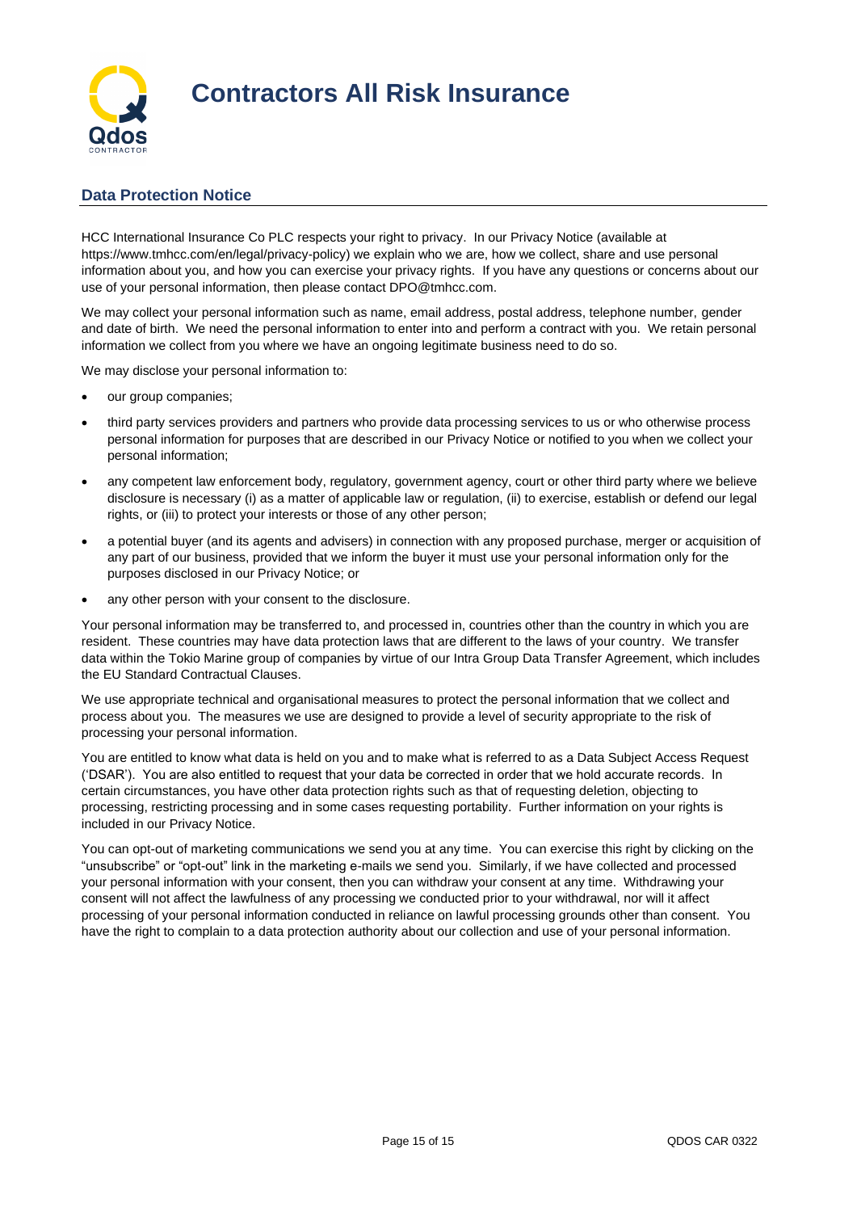# Contractors All Risk Insurance

## Data Protection Notice

HCC International Insurance Co PLC respects your right to privacy. In our Privacy Notice (available at https://www.tmhcc.com/en/legal/privacy-policy) we explain who we are, how we collect, share and use personal information about you, and how you can exercise your privacy rights. If you have any questions or concerns about our use of your personal information, then please contact DPO@tmhcc.com.

We may collect your personal information such as name, email address, postal address, telephone number, gender and date of birth. We need the personal information to enter into and perform a contract with you. We retain personal information we collect from you where we have an ongoing legitimate business need to do so.

We may disclose your personal information to:

- our group companies;
- third party services providers and partners who provide data processing services to us or who otherwise process personal information for purposes that are described in our Privacy Notice or notified to you when we collect your personal information;
- any competent law enforcement body, regulatory, government agency, court or other third party where we believe disclosure is necessary (i) as a matter of applicable law or regulation, (ii) to exercise, establish or defend our legal rights, or (iii) to protect your interests or those of any other person;
- a potential buyer (and its agents and advisers) in connection with any proposed purchase, merger or acquisition of any part of our business, provided that we inform the buyer it must use your personal information only for the purposes disclosed in our Privacy Notice; or
- any other person with your consent to the disclosure.

Your personal information may be transferred to, and processed in, countries other than the country in which you are resident. These countries may have data protection laws that are different to the laws of your country. We transfer data within the Tokio Marine group of companies by virtue of our Intra Group Data Transfer Agreement, which includes the EU Standard Contractual Clauses.

We use appropriate technical and organisational measures to protect the personal information that we collect and process about you. The measures we use are designed to provide a level of security appropriate to the risk of processing your personal information.

You are entitled to know what data is held on you and to make what is referred to as a Data Subject Access Request ('DSAR'). You are also entitled to request that your data be corrected in order that we hold accurate records. In certain circumstances, you have other data protection rights such as that of requesting deletion, objecting to processing, restricting processing and in some cases requesting portability. Further information on your rights is included in our Privacy Notice.

You can opt-out of marketing communications we send you at any time. You can exercise this right by clicking on the "unsubscribe" or "opt-out" link in the marketing e-mails we send you. Similarly, if we have collected and processed your personal information with your consent, then you can withdraw your consent at any time. Withdrawing your consent will not affect the lawfulness of any processing we conducted prior to your withdrawal, nor will it affect processing of your personal information conducted in reliance on lawful processing grounds other than consent. You have the right to complain to a data protection authority about our collection and use of your personal information.